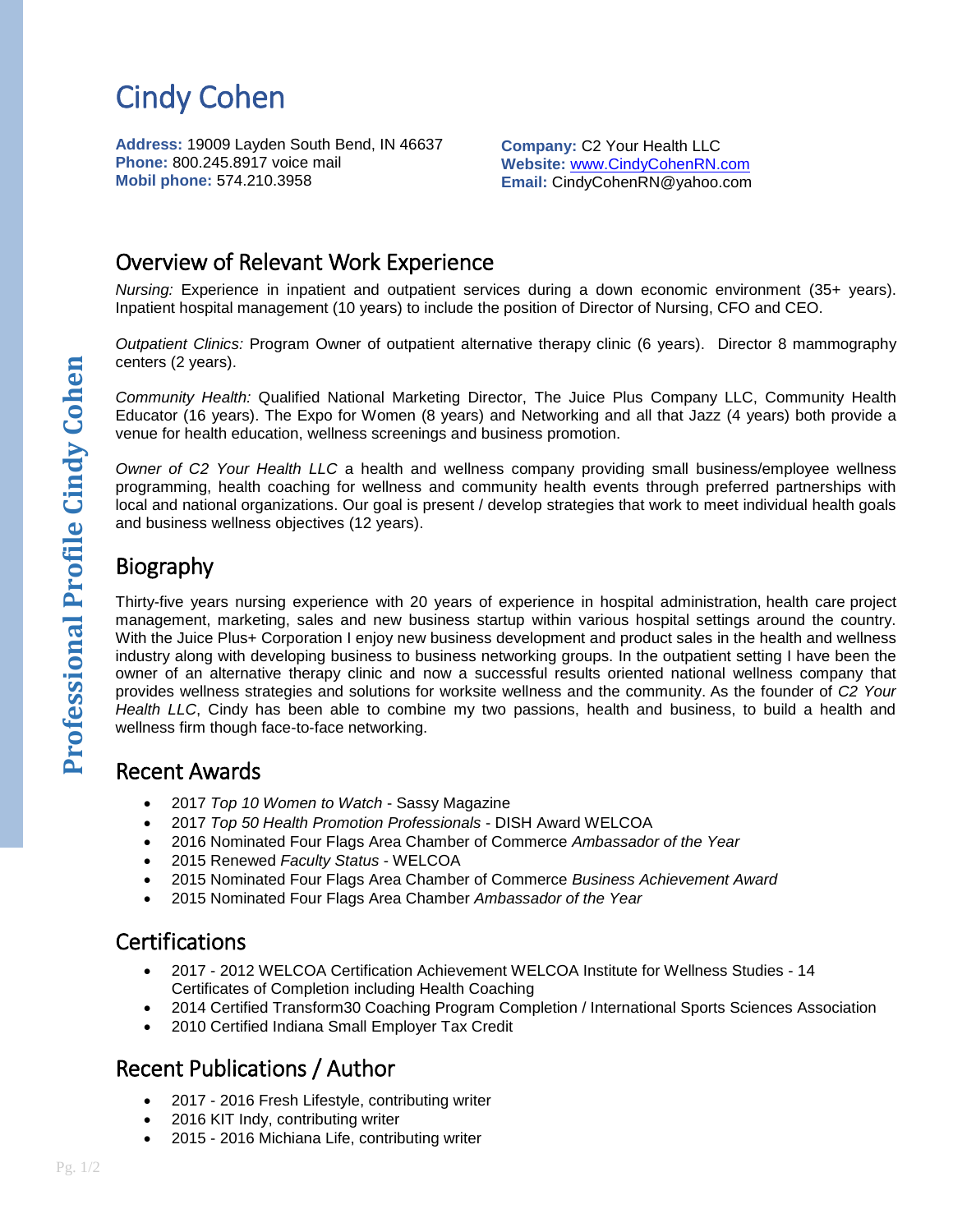# Cindy Cohen

**Address:** 19009 Layden South Bend, IN 46637
**Phone:** 800.245.8917 voice mail
**Mobil phone:** 574.210.3958

**Company:** C2 Your Health LLC
**Website:** [www.CindyCohenRN.com](http://www.CindyCohenRN.com)
**Email:** CindyCohenRN@yahoo.com

## Overview of Relevant Work Experience

*Nursing:* Experience in inpatient and outpatient services during a down economic environment (35+ years). Inpatient hospital management (10 years) to include the position of Director of Nursing, CFO and CEO.

*Outpatient Clinics:* Program Owner of outpatient alternative therapy clinic (6 years). Director 8 mammography centers (2 years).

*Community Health:* Qualified National Marketing Director, The Juice Plus Company LLC, Community Health Educator (16 years). The Expo for Women (8 years) and Networking and all that Jazz (4 years) both provide a venue for health education, wellness screenings and business promotion.

*Owner of C2 Your Health LLC* a health and wellness company providing small business/employee wellness programming, health coaching for wellness and community health events through preferred partnerships with local and national organizations. Our goal is present / develop strategies that work to meet individual health goals and business wellness objectives (12 years).

## Biography

Thirty-five years nursing experience with 20 years of experience in hospital administration, health care project management, marketing, sales and new business startup within various hospital settings around the country. With the Juice Plus+ Corporation I enjoy new business development and product sales in the health and wellness industry along with developing business to business networking groups. In the outpatient setting I have been the owner of an alternative therapy clinic and now a successful results oriented national wellness company that provides wellness strategies and solutions for worksite wellness and the community. As the founder of *C2 Your Health LLC*, Cindy has been able to combine my two passions, health and business, to build a health and wellness firm though face-to-face networking.

## Recent Awards

- 2017 *Top 10 Women to Watch* - Sassy Magazine
- 2017 *Top 50 Health Promotion Professionals* - DISH Award WELCOA
- 2016 Nominated Four Flags Area Chamber of Commerce *Ambassador of the Year*
- 2015 Renewed *Faculty Status* - WELCOA
- 2015 Nominated Four Flags Area Chamber of Commerce *Business Achievement Award*
- 2015 Nominated Four Flags Area Chamber *Ambassador of the Year*

## Certifications

- 2017 - 2012 WELCOA Certification Achievement WELCOA Institute for Wellness Studies - 14 Certificates of Completion including Health Coaching
- 2014 Certified Transform30 Coaching Program Completion / International Sports Sciences Association
- 2010 Certified Indiana Small Employer Tax Credit

## Recent Publications / Author

- 2017 - 2016 Fresh Lifestyle, contributing writer
- 2016 KIT Indy, contributing writer
- 2015 - 2016 Michiana Life, contributing writer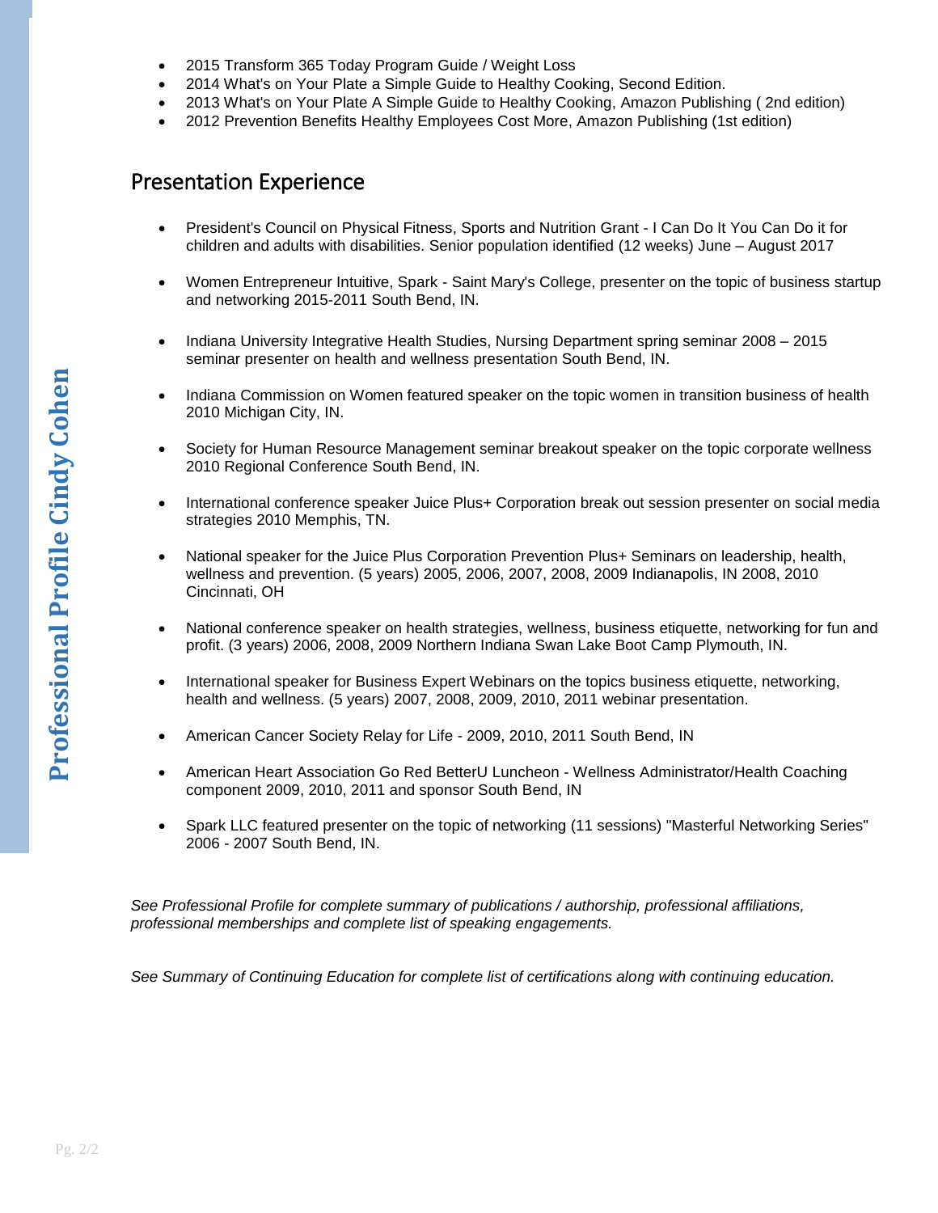- 2015 Transform 365 Today Program Guide / Weight Loss
- 2014 What's on Your Plate a Simple Guide to Healthy Cooking, Second Edition.
- 2013 What's on Your Plate A Simple Guide to Healthy Cooking, Amazon Publishing ( 2nd edition)
- 2012 Prevention Benefits Healthy Employees Cost More, Amazon Publishing (1st edition)

## Presentation Experience

- President's Council on Physical Fitness, Sports and Nutrition Grant - I Can Do It You Can Do it for children and adults with disabilities. Senior population identified (12 weeks) June – August 2017

- Women Entrepreneur Intuitive, Spark - Saint Mary's College, presenter on the topic of business startup and networking 2015-2011 South Bend, IN.

- Indiana University Integrative Health Studies, Nursing Department spring seminar 2008 – 2015 seminar presenter on health and wellness presentation South Bend, IN.

- Indiana Commission on Women featured speaker on the topic women in transition business of health 2010 Michigan City, IN.

- Society for Human Resource Management seminar breakout speaker on the topic corporate wellness 2010 Regional Conference South Bend, IN.

- International conference speaker Juice Plus+ Corporation break out session presenter on social media strategies 2010 Memphis, TN.

- National speaker for the Juice Plus Corporation Prevention Plus+ Seminars on leadership, health, wellness and prevention. (5 years) 2005, 2006, 2007, 2008, 2009 Indianapolis, IN 2008, 2010 Cincinnati, OH

- National conference speaker on health strategies, wellness, business etiquette, networking for fun and profit. (3 years) 2006, 2008, 2009 Northern Indiana Swan Lake Boot Camp Plymouth, IN.

- International speaker for Business Expert Webinars on the topics business etiquette, networking, health and wellness. (5 years) 2007, 2008, 2009, 2010, 2011 webinar presentation.

- American Cancer Society Relay for Life - 2009, 2010, 2011 South Bend, IN

- American Heart Association Go Red BetterU Luncheon - Wellness Administrator/Health Coaching component 2009, 2010, 2011 and sponsor South Bend, IN

- Spark LLC featured presenter on the topic of networking (11 sessions) "Masterful Networking Series" 2006 - 2007 South Bend, IN.

*See Professional Profile for complete summary of publications / authorship, professional affiliations, professional memberships and complete list of speaking engagements.*

*See Summary of Continuing Education for complete list of certifications along with continuing education.*